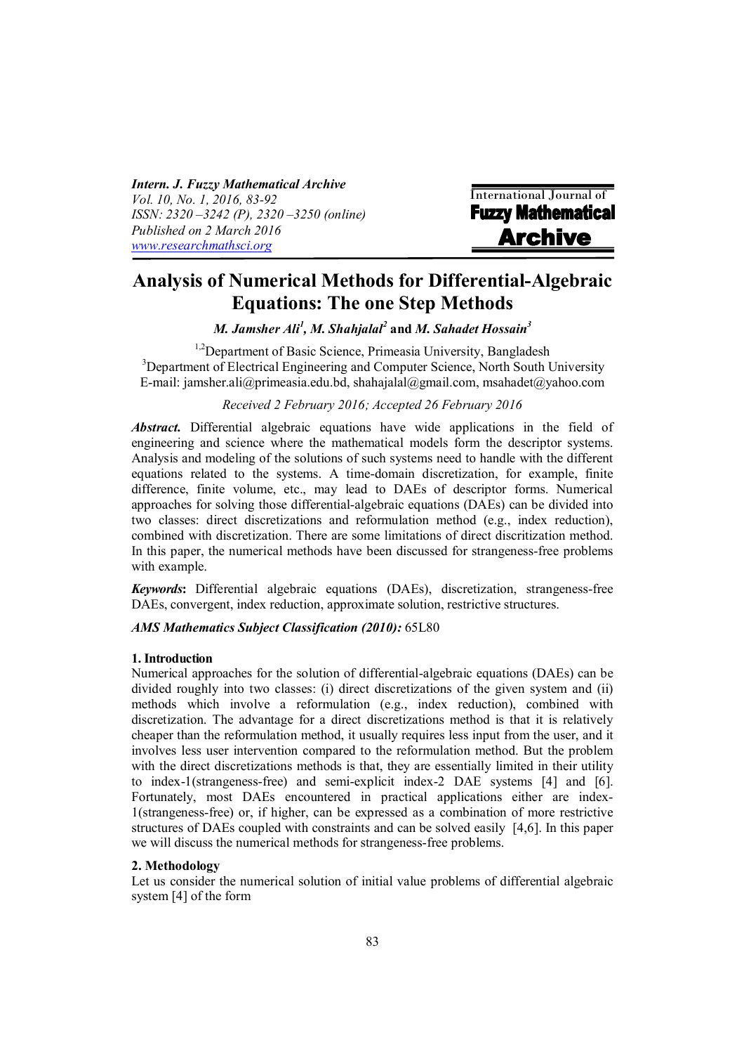# Analysis of Numerical Methods for Differential-Algebraic Equations: The one Step Methods

***M. Jamsher Ali[1], M. Shahjalal[2]* and *M. Sahadet Hossain[3]***

[1,2]Department of Basic Science, Primeasia University, Bangladesh
[3]Department of Electrical Engineering and Computer Science, North South University
E-mail: jamsher.ali@primeasia.edu.bd, shahajalal@gmail.com, msahadet@yahoo.com

*Received 2 February 2016; Accepted 26 February 2016*

***Abstract.*** Differential algebraic equations have wide applications in the field of engineering and science where the mathematical models form the descriptor systems. Analysis and modeling of the solutions of such systems need to handle with the different equations related to the systems. A time-domain discretization, for example, finite difference, finite volume, etc., may lead to DAEs of descriptor forms. Numerical approaches for solving those differential-algebraic equations (DAEs) can be divided into two classes: direct discretizations and reformulation method (e.g., index reduction), combined with discretization. There are some limitations of direct discritization method. In this paper, the numerical methods have been discussed for strangeness-free problems with example.

***Keywords*:** Differential algebraic equations (DAEs), discretization, strangeness-free DAEs, convergent, index reduction, approximate solution, restrictive structures.

***AMS Mathematics Subject Classification (2010):*** 65L80

## 1. Introduction

Numerical approaches for the solution of differential-algebraic equations (DAEs) can be divided roughly into two classes: (i) direct discretizations of the given system and (ii) methods which involve a reformulation (e.g., index reduction), combined with discretization. The advantage for a direct discretizations method is that it is relatively cheaper than the reformulation method, it usually requires less input from the user, and it involves less user intervention compared to the reformulation method. But the problem with the direct discretizations methods is that, they are essentially limited in their utility to index-1(strangeness-free) and semi-explicit index-2 DAE systems [4] and [6]. Fortunately, most DAEs encountered in practical applications either are index-1(strangeness-free) or, if higher, can be expressed as a combination of more restrictive structures of DAEs coupled with constraints and can be solved easily [4,6]. In this paper we will discuss the numerical methods for strangeness-free problems.

## 2. Methodology

Let us consider the numerical solution of initial value problems of differential algebraic system [4] of the form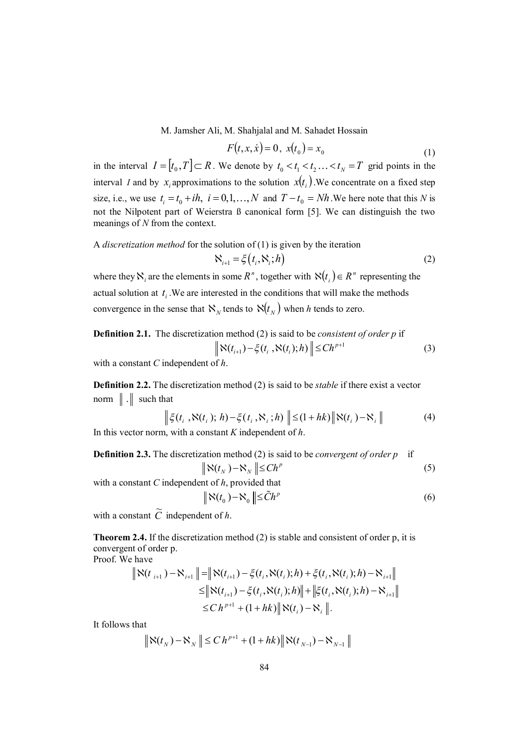$$F(t, x, \dot{x}) = 0,\; x(t_0) = x_0 \tag{1}$$

in the interval $I = [t_0, T] \subset R$. We denote by $t_0 < t_1 < t_2 \ldots < t_N = T$ grid points in the interval *I* and by $x_i$ approximations to the solution $x(t_i)$.We concentrate on a fixed step size, i.e., we use $t_i = t_0 + ih,\; i = 0,1,\ldots,N$ and $T - t_0 = Nh$.We here note that this *N* is not the Nilpotent part of Weierstra ß canonical form [5]. We can distinguish the two meanings of *N* from the context.

A *discretization method* for the solution of (1) is given by the iteration

$$\aleph_{i+1} = \xi(t_i, \aleph_i; h) \tag{2}$$

where they $\aleph_i$ are the elements in some $R^n$, together with $\aleph(t_i) \in R^n$ representing the actual solution at $t_i$.We are interested in the conditions that will make the methods convergence in the sense that $\aleph_N$ tends to $\aleph(t_N)$ when *h* tends to zero.

**Definition 2.1.** The discretization method (2) is said to be *consistent of order p* if

$$\left\| \aleph(t_{i+1}) - \xi(t_i, \aleph(t_i); h) \right\| \leq Ch^{p+1} \tag{3}$$

with a constant *C* independent of *h*.

**Definition 2.2.** The discretization method (2) is said to be *stable* if there exist a vector norm $\|\,.\,\|$ such that

$$\left\| \xi(t_i, \aleph(t_i); h) - \xi(t_i, \aleph_i; h) \right\| \leq (1 + hk) \left\| \aleph(t_i) - \aleph_i \right\| \tag{4}$$

In this vector norm, with a constant *K* independent of *h*.

**Definition 2.3.** The discretization method (2) is said to be *convergent of order p* if

$$\left\| \aleph(t_N) - \aleph_N \right\| \leq Ch^p \tag{5}$$

with a constant *C* independent of *h*, provided that

$$\left\| \aleph(t_0) - \aleph_0 \right\| \leq \tilde{C}h^p \tag{6}$$

with a constant $\widetilde{C}$ independent of *h*.

**Theorem 2.4.** If the discretization method (2) is stable and consistent of order p, it is convergent of order p.

Proof. We have

$$\begin{aligned}
\left\| \aleph(t_{i+1}) - \aleph_{i+1} \right\| &= \left\| \aleph(t_{i+1}) - \xi(t_i, \aleph(t_i); h) + \xi(t_i, \aleph(t_i); h) - \aleph_{i+1} \right\| \\
&\leq \left\| \aleph(t_{i+1}) - \xi(t_i, \aleph(t_i); h) \right\| + \left\| \xi(t_i, \aleph(t_i); h) - \aleph_{i+1} \right\| \\
&\leq C\,h^{p+1} + (1 + hk) \left\| \aleph(t_i) - \aleph_i \right\|.
\end{aligned}$$

It follows that

$$\left\| \aleph(t_N) - \aleph_N \right\| \leq C\,h^{p+1} + (1 + hk) \left\| \aleph(t_{N-1}) - \aleph_{N-1} \right\|$$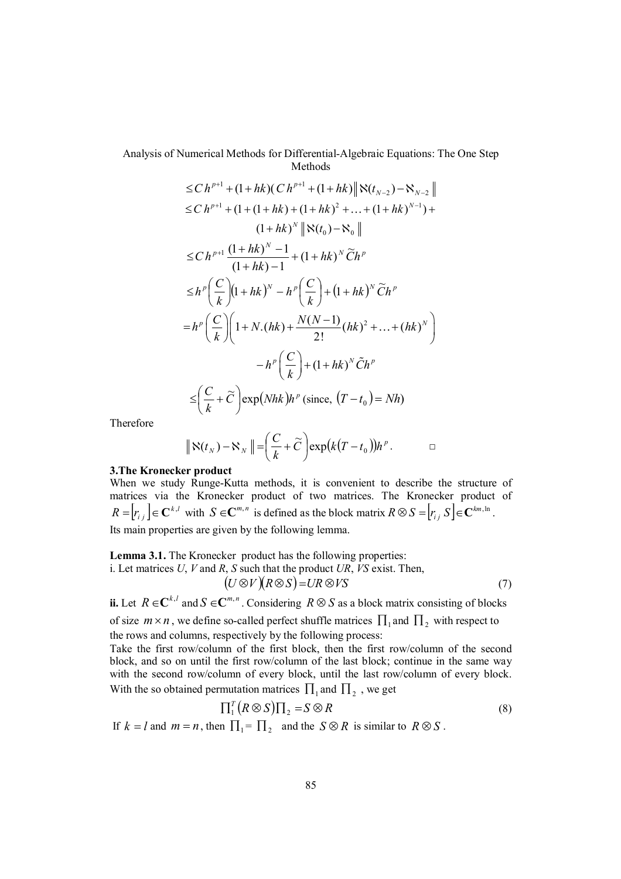$$\leq C\,h^{p+1} + (1+hk)(\,C\,h^{p+1} + (1+hk)\left\| \aleph(t_{N-2}) - \aleph_{N-2} \right\|$$

$$\leq C\,h^{p+1} + (1 + (1+hk) + (1+hk)^2 + \ldots + (1+hk)^{N-1}) +$$

$$(1+hk)^N \left\| \aleph(t_0) - \aleph_0 \right\|$$

$$\leq C\,h^{p+1}\,\frac{(1+hk)^N - 1}{(1+hk)-1} + (1+hk)^N\,\widetilde{C}h^p$$

$$\leq h^p\left(\frac{C}{k}\right)(1+hk)^N - h^p\left(\frac{C}{k}\right) + (1+hk)^N\,\widetilde{C}h^p$$

$$= h^p\left(\frac{C}{k}\right)\left(1 + N.(hk) + \frac{N(N-1)}{2!}(hk)^2 + \ldots + (hk)^N\right)$$

$$- h^p\left(\frac{C}{k}\right) + (1+hk)^N\,\tilde{C}h^p$$

$$\leq \left(\frac{C}{k} + \widetilde{C}\right)\exp(Nhk)h^p \text{ (since, } (T - t_0) = Nh)$$

Therefore

$$\left\| \aleph(t_N) - \aleph_N \right\| = \left(\frac{C}{k} + \widetilde{C}\right)\exp(k(T - t_0))h^p. \qquad \square$$

**3.The Kronecker product**

When we study Runge-Kutta methods, it is convenient to describe the structure of matrices via the Kronecker product of two matrices. The Kronecker product of $R = [r_{ij}] \in \mathbf{C}^{k,l}$ with $S \in \mathbf{C}^{m,n}$ is defined as the block matrix $R \otimes S = [r_{ij}\,S] \in \mathbf{C}^{km,\ln}$. Its main properties are given by the following lemma.

**Lemma 3.1.** The Kronecker product has the following properties:

i. Let matrices *U*, *V* and *R*, *S* such that the product *UR*, *VS* exist. Then,

$$(U \otimes V)(R \otimes S) = UR \otimes VS \tag{7}$$

**ii.** Let $R \in \mathbf{C}^{k,l}$ and $S \in \mathbf{C}^{m,n}$. Considering $R \otimes S$ as a block matrix consisting of blocks of size $m \times n$, we define so-called perfect shuffle matrices $\prod_1$ and $\prod_2$ with respect to the rows and columns, respectively by the following process:

Take the first row/column of the first block, then the first row/column of the second block, and so on until the first row/column of the last block; continue in the same way with the second row/column of every block, until the last row/column of every block. With the so obtained permutation matrices $\prod_1$ and $\prod_2$, we get

$$\prod\nolimits_1^T (R \otimes S) \prod\nolimits_2 = S \otimes R \tag{8}$$

If $k = l$ and $m = n$, then $\prod_1 = \prod_2$ and the $S \otimes R$ is similar to $R \otimes S$.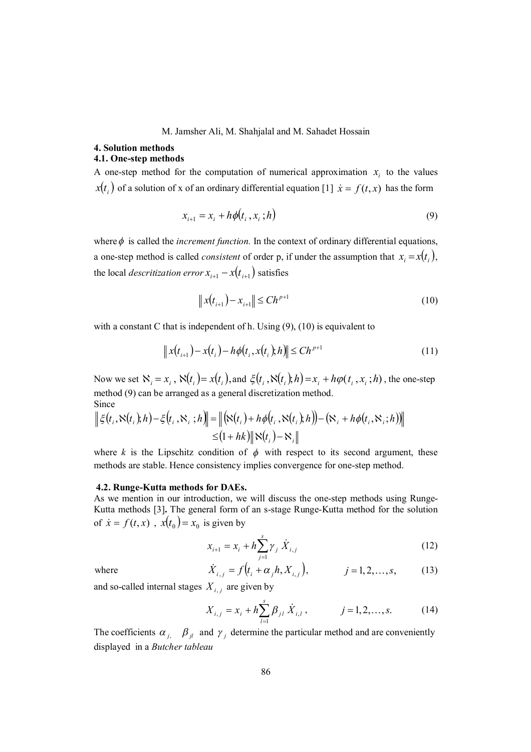## 4. Solution methods

### 4.1. One-step methods

A one-step method for the computation of numerical approximation $x_i$ to the values $x(t_i)$ of a solution of x of an ordinary differential equation [1] $\dot{x} = f(t,x)$ has the form

$$x_{i+1} = x_i + h\phi(t_i, x_i; h) \tag{9}$$

where $\phi$ is called the *increment function.* In the context of ordinary differential equations, a one-step method is called *consistent* of order p, if under the assumption that $x_i = x(t_i)$, the local *descritization error* $x_{i+1} - x(t_{i+1})$ satisfies

$$\| x(t_{i+1}) - x_{i+1} \| \le Ch^{p+1} \tag{10}$$

with a constant C that is independent of h. Using (9), (10) is equivalent to

$$\| x(t_{i+1}) - x(t_i) - h\phi(t_i, x(t_i); h) \| \le Ch^{p+1} \tag{11}$$

Now we set $\aleph_i = x_i$, $\aleph(t_i) = x(t_i)$, and $\xi(t_i, \aleph(t_i); h) = x_i + h\varphi(t_i, x_i; h)$, the one-step method (9) can be arranged as a general discretization method.
Since

$$\| \xi(t_i, \aleph(t_i); h) - \xi(t_i, \aleph_i; h) \| = \| (\aleph(t_i) + h\phi(t_i, \aleph(t_i); h)) - (\aleph_i + h\phi(t_i, \aleph_i; h)) \|$$
$$\le (1 + hk) \| \aleph(t_i) - \aleph_i \|$$

where $k$ is the Lipschitz condition of $\phi$ with respect to its second argument, these methods are stable. Hence consistency implies convergence for one-step method.

### 4.2. Runge-Kutta methods for DAEs.

As we mention in our introduction, we will discuss the one-step methods using Runge-Kutta methods [3]**.** The general form of an s-stage Runge-Kutta method for the solution of $\dot{x} = f(t,x)$ , $x(t_0) = x_0$ is given by

$$x_{i+1} = x_i + h\sum_{j=1}^{s} \gamma_j \dot{X}_{i,j} \tag{12}$$

where

$$\dot{X}_{i,j} = f(t_i + \alpha_j h, X_{i,j}), \qquad j = 1, 2, \ldots, s, \tag{13}$$

and so-called internal stages $X_{i,j}$ are given by

$$X_{i,j} = x_i + h\sum_{l=1}^{s} \beta_{jl} \dot{X}_{i,l}, \qquad j = 1, 2, \ldots, s. \tag{14}$$

The coefficients $\alpha_j$, $\beta_{jl}$ and $\gamma_j$ determine the particular method and are conveniently displayed in a *Butcher tableau*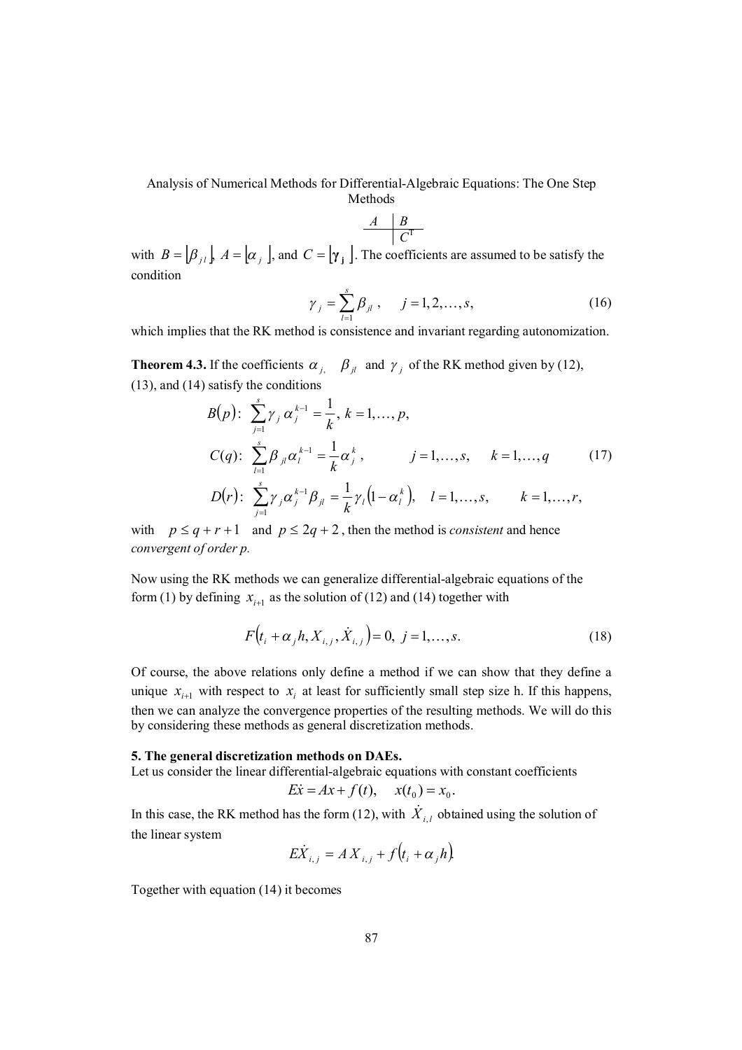$$\begin{array}{c|c} A & B \\ \hline & C^{T} \end{array}$$

with $B = \lfloor \beta_{jl} \rfloor$, $A = \lfloor \alpha_j \rfloor$, and $C = \lfloor \gamma_j \rfloor$. The coefficients are assumed to be satisfy the condition

$$\gamma_j = \sum_{l=1}^{s} \beta_{jl}, \quad j = 1, 2, \ldots, s, \tag{16}$$

which implies that the RK method is consistence and invariant regarding autonomization.

**Theorem 4.3.** If the coefficients $\alpha_j$, $\beta_{jl}$ and $\gamma_j$ of the RK method given by (12), (13), and (14) satisfy the conditions

$$\begin{aligned}
&B(p): \ \sum_{j=1}^{s} \gamma_j \alpha_j^{k-1} = \frac{1}{k}, \ k = 1, \ldots, p, \\
&C(q): \ \sum_{l=1}^{s} \beta_{jl} \alpha_l^{k-1} = \frac{1}{k} \alpha_j^{k}, \qquad j = 1, \ldots, s, \quad k = 1, \ldots, q \\
&D(r): \ \sum_{j=1}^{s} \gamma_j \alpha_j^{k-1} \beta_{jl} = \frac{1}{k} \gamma_l \left(1 - \alpha_l^{k}\right), \quad l = 1, \ldots, s, \qquad k = 1, \ldots, r,
\end{aligned} \tag{17}$$

with $p \le q + r + 1$ and $p \le 2q + 2$, then the method is *consistent* and hence *convergent of order p.*

Now using the RK methods we can generalize differential-algebraic equations of the form (1) by defining $x_{i+1}$ as the solution of (12) and (14) together with

$$F\left(t_i + \alpha_j h, X_{i,j}, \dot{X}_{i,j}\right) = 0, \ j = 1, \ldots, s. \tag{18}$$

Of course, the above relations only define a method if we can show that they define a unique $x_{i+1}$ with respect to $x_i$ at least for sufficiently small step size h. If this happens, then we can analyze the convergence properties of the resulting methods. We will do this by considering these methods as general discretization methods.

## 5. The general discretization methods on DAEs.

Let us consider the linear differential-algebraic equations with constant coefficients

$$E\dot{x} = Ax + f(t), \quad x(t_0) = x_0.$$

In this case, the RK method has the form (12), with $\dot{X}_{i,l}$ obtained using the solution of the linear system

$$E\dot{X}_{i,j} = A X_{i,j} + f\left(t_i + \alpha_j h\right).$$

Together with equation (14) it becomes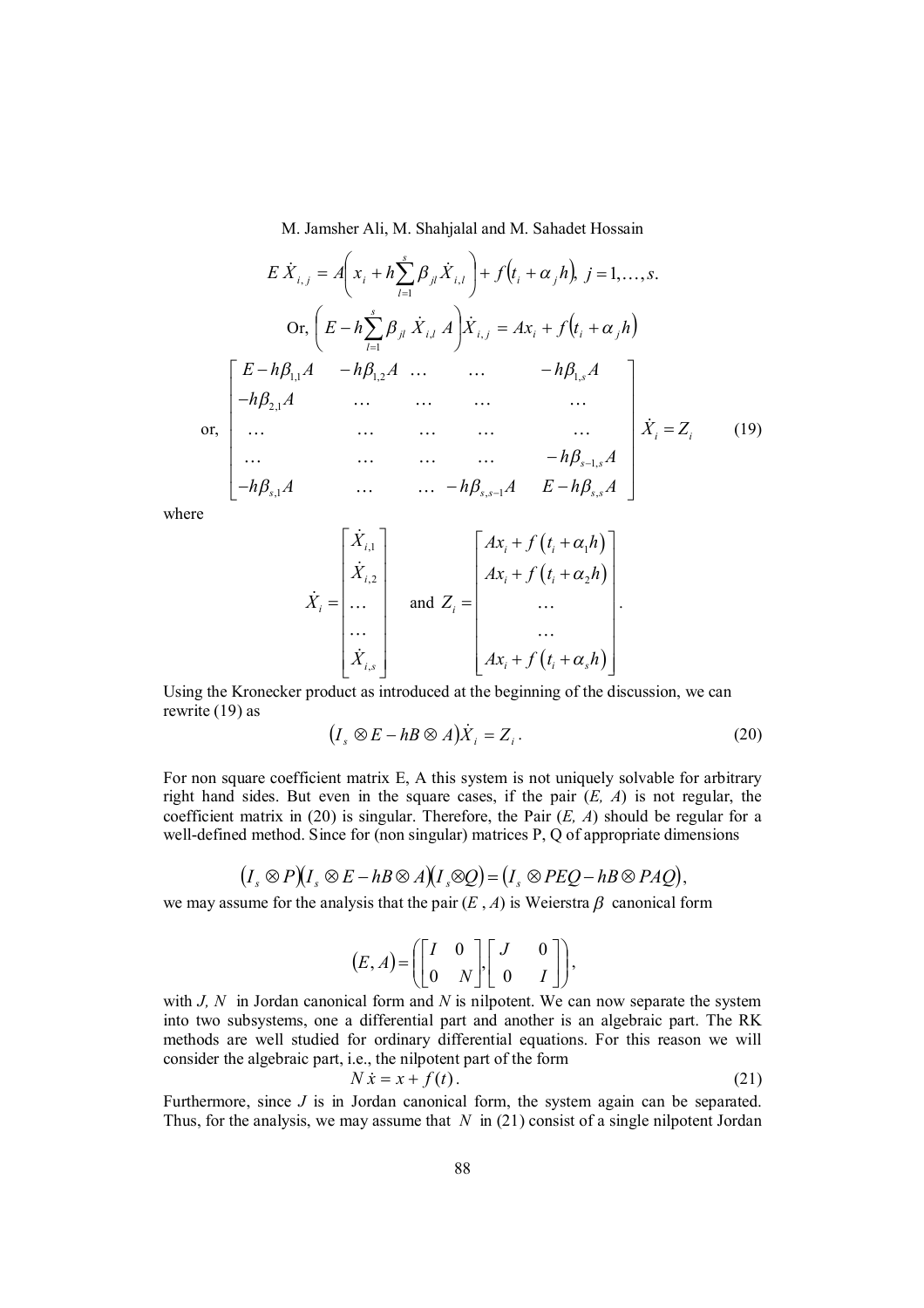$$E\,\dot{X}_{i,j} = A\left(x_i + h\sum_{l=1}^{s}\beta_{jl}\dot{X}_{i,l}\right) + f\left(t_i + \alpha_j h\right),\ j = 1,\ldots,s.$$

$$\text{Or, } \left(E - h\sum_{l=1}^{s}\beta_{jl}\ \dot{X}_{i,l}\ A\right)\dot{X}_{i,j} = Ax_i + f\left(t_i + \alpha_j h\right)$$

$$\text{or, } \begin{bmatrix} E - h\beta_{1,1}A & -h\beta_{1,2}A & \ldots & \ldots & -h\beta_{1,s}A \\ -h\beta_{2,1}A & \ldots & \ldots & \ldots & \ldots \\ \ldots & \ldots & \ldots & \ldots & \ldots \\ \ldots & \ldots & \ldots & \ldots & -h\beta_{s-1,s}A \\ -h\beta_{s,1}A & \ldots & \ldots & -h\beta_{s,s-1}A & E - h\beta_{s,s}A \end{bmatrix} \dot{X}_i = Z_i \tag{19}$$

where

$$\dot{X}_i = \begin{bmatrix} \dot{X}_{i,1} \\ \dot{X}_{i,2} \\ \ldots \\ \ldots \\ \dot{X}_{i,s} \end{bmatrix} \quad \text{and } Z_i = \begin{bmatrix} Ax_i + f\left(t_i + \alpha_1 h\right) \\ Ax_i + f\left(t_i + \alpha_2 h\right) \\ \ldots \\ \ldots \\ Ax_i + f\left(t_i + \alpha_s h\right) \end{bmatrix}.$$

Using the Kronecker product as introduced at the beginning of the discussion, we can rewrite (19) as

$$\left(I_s \otimes E - hB \otimes A\right)\dot{X}_i = Z_i\,. \tag{20}$$

For non square coefficient matrix E, A this system is not uniquely solvable for arbitrary right hand sides. But even in the square cases, if the pair $(E, A)$ is not regular, the coefficient matrix in (20) is singular. Therefore, the Pair $(E, A)$ should be regular for a well-defined method. Since for (non singular) matrices P, Q of appropriate dimensions

$$\left(I_s \otimes P\right)\left(I_s \otimes E - hB \otimes A\right)\left(I_s \otimes Q\right) = \left(I_s \otimes PEQ - hB \otimes PAQ\right),$$

we may assume for the analysis that the pair $(E\,, A)$ is Weierstra $\beta$ canonical form

$$\left(E, A\right) = \left(\begin{bmatrix} I & 0 \\ 0 & N \end{bmatrix}, \begin{bmatrix} J & 0 \\ 0 & I \end{bmatrix}\right),$$

with $J, N$ in Jordan canonical form and $N$ is nilpotent. We can now separate the system into two subsystems, one a differential part and another is an algebraic part. The RK methods are well studied for ordinary differential equations. For this reason we will consider the algebraic part, i.e., the nilpotent part of the form

$$N\,\dot{x} = x + f(t)\,. \tag{21}$$

Furthermore, since $J$ is in Jordan canonical form, the system again can be separated. Thus, for the analysis, we may assume that $N$ in (21) consist of a single nilpotent Jordan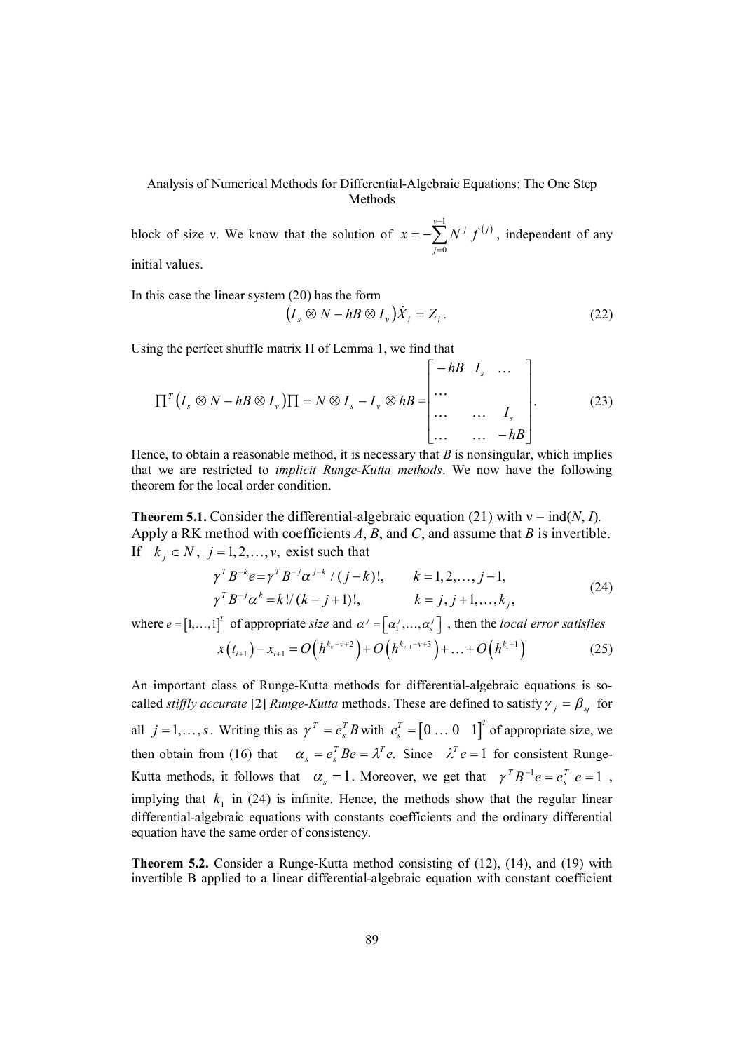block of size ν. We know that the solution of $x = -\sum_{j=0}^{\nu-1} N^j f^{(j)}$, independent of any initial values.

In this case the linear system (20) has the form

$$\left(I_s \otimes N - hB \otimes I_\nu\right)\dot{X}_i = Z_i. \tag{22}$$

Using the perfect shuffle matrix Π of Lemma 1, we find that

$$\prod^T \left(I_s \otimes N - hB \otimes I_\nu\right)\prod = N \otimes I_s - I_\nu \otimes hB = \begin{bmatrix} -hB & I_s & \dots \\ \dots & & \\ \dots & \dots & I_s \\ \dots & \dots & -hB \end{bmatrix}. \tag{23}$$

Hence, to obtain a reasonable method, it is necessary that $B$ is nonsingular, which implies that we are restricted to *implicit Runge-Kutta methods*. We now have the following theorem for the local order condition.

**Theorem 5.1.** Consider the differential-algebraic equation (21) with ν = ind(*N*, *I*). Apply a RK method with coefficients *A*, *B*, and *C*, and assume that *B* is invertible. If $k_j \in N$, $j = 1, 2, \ldots, \nu$, exist such that

$$\begin{aligned} \gamma^T B^{-k} e &= \gamma^T B^{-j} \alpha^{j-k} / (j-k)!, \qquad & k = 1, 2, \ldots, j-1, \\ \gamma^T B^{-j} \alpha^k &= k! / (k-j+1)!, \qquad & k = j, j+1, \ldots, k_j, \end{aligned} \tag{24}$$

where $e = [1, \ldots, 1]^T$ of appropriate *size* and $\alpha^j = \left[\alpha_1^j, \ldots, \alpha_s^j\right]$, then the *local error satisfies*

$$x\left(t_{i+1}\right) - x_{i+1} = O\left(h^{k_\nu - \nu + 2}\right) + O\left(h^{k_{\nu-1} - \nu + 3}\right) + \ldots + O\left(h^{k_1 + 1}\right) \tag{25}$$

An important class of Runge-Kutta methods for differential-algebraic equations is so-called *stiffly accurate* [2] *Runge-Kutta* methods. These are defined to satisfy $\gamma_j = \beta_{sj}$ for all $j = 1, \ldots, s$. Writing this as $\gamma^T = e_s^T B$ with $e_s^T = \begin{bmatrix} 0 & \dots & 0 & 1 \end{bmatrix}^T$ of appropriate size, we then obtain from (16) that $\alpha_s = e_s^T B e = \lambda^T e$. Since $\lambda^T e = 1$ for consistent Runge-Kutta methods, it follows that $\alpha_s = 1$. Moreover, we get that $\gamma^T B^{-1} e = e_s^T\, e = 1$, implying that $k_1$ in (24) is infinite. Hence, the methods show that the regular linear differential-algebraic equations with constants coefficients and the ordinary differential equation have the same order of consistency.

**Theorem 5.2.** Consider a Runge-Kutta method consisting of (12), (14), and (19) with invertible B applied to a linear differential-algebraic equation with constant coefficient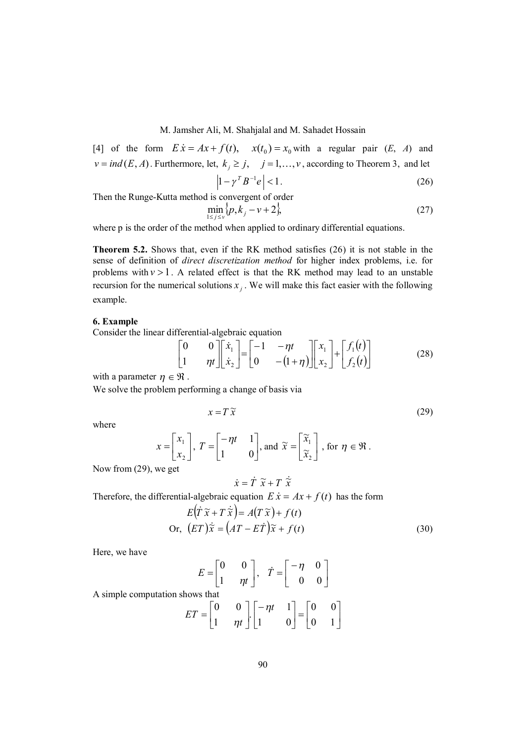[4] of the form $E\dot{x} = Ax + f(t), \quad x(t_0) = x_0$ with a regular pair $(E, A)$ and $v = ind(E, A)$. Furthermore, let, $k_j \geq j, \quad j = 1, \ldots, v$, according to Theorem 3, and let

$$\left|1 - \gamma^T B^{-1} e\right| < 1. \tag{26}$$

Then the Runge-Kutta method is convergent of order

$$\min_{1 \leq j \leq v} \{p, k_j - v + 2\}, \tag{27}$$

where p is the order of the method when applied to ordinary differential equations.

**Theorem 5.2.** Shows that, even if the RK method satisfies (26) it is not stable in the sense of definition of *direct discretization method* for higher index problems, i.e. for problems with $v > 1$. A related effect is that the RK method may lead to an unstable recursion for the numerical solutions $x_j$. We will make this fact easier with the following example.

## 6. Example

Consider the linear differential-algebraic equation

$$\begin{bmatrix} 0 & 0 \\ 1 & \eta t \end{bmatrix} \begin{bmatrix} \dot{x}_1 \\ \dot{x}_2 \end{bmatrix} = \begin{bmatrix} -1 & -\eta t \\ 0 & -(1+\eta) \end{bmatrix} \begin{bmatrix} x_1 \\ x_2 \end{bmatrix} + \begin{bmatrix} f_1(t) \\ f_2(t) \end{bmatrix} \tag{28}$$

with a parameter $\eta \in \Re$.

We solve the problem performing a change of basis via

$$x = T\tilde{x} \tag{29}$$

where

$$x = \begin{bmatrix} x_1 \\ x_2 \end{bmatrix}, \; T = \begin{bmatrix} -\eta t & 1 \\ 1 & 0 \end{bmatrix}, \text{and } \tilde{x} = \begin{bmatrix} \tilde{x}_1 \\ \tilde{x}_2 \end{bmatrix}, \text{ for } \eta \in \Re.$$

Now from (29), we get

$$\dot{x} = \dot{T}\,\tilde{x} + T\,\dot{\tilde{x}}$$

Therefore, the differential-algebraic equation $E\dot{x} = Ax + f(t)$ has the form

$$E\left(\dot{T}\,\tilde{x} + T\,\dot{\tilde{x}}\right) = A\left(T\,\tilde{x}\right) + f(t)$$

$$\text{Or, } \left(ET\right)\dot{\tilde{x}} = \left(AT - E\dot{T}\right)\tilde{x} + f(t) \tag{30}$$

Here, we have

$$E = \begin{bmatrix} 0 & 0 \\ 1 & \eta t \end{bmatrix}, \quad \dot{T} = \begin{bmatrix} -\eta & 0 \\ 0 & 0 \end{bmatrix}$$

A simple computation shows that

$$ET = \begin{bmatrix} 0 & 0 \\ 1 & \eta t \end{bmatrix} . \begin{bmatrix} -\eta t & 1 \\ 1 & 0 \end{bmatrix} = \begin{bmatrix} 0 & 0 \\ 0 & 1 \end{bmatrix}$$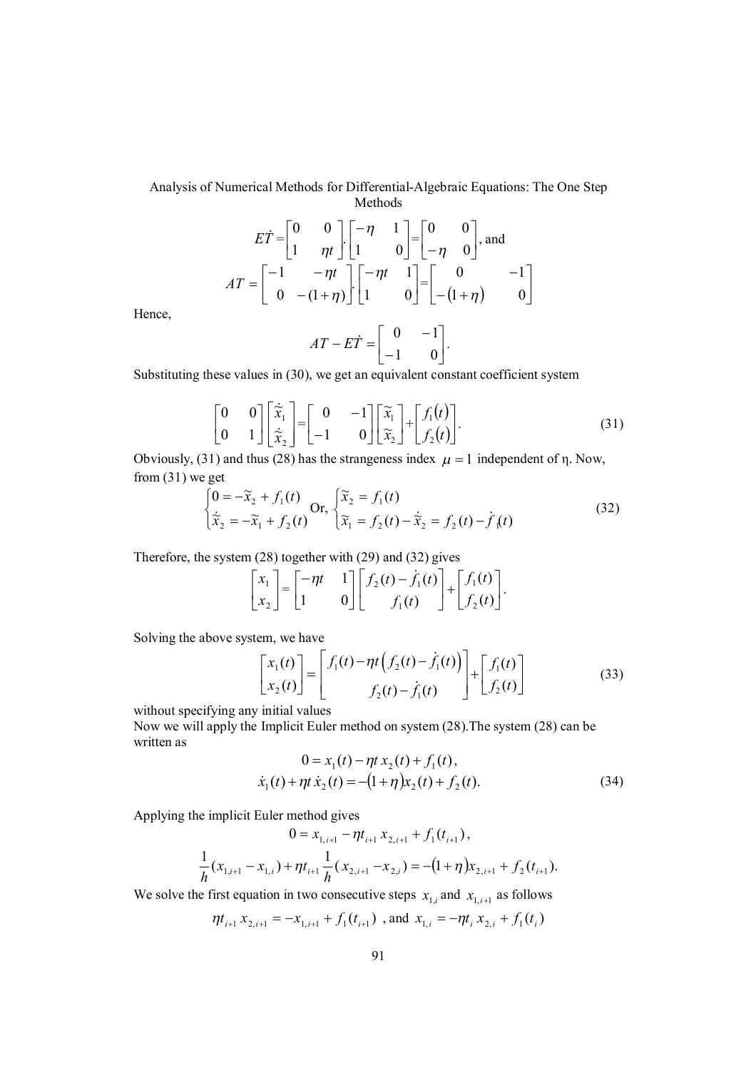$$E\dot{T} = \begin{bmatrix} 0 & 0 \\ 1 & \eta t \end{bmatrix} \cdot \begin{bmatrix} -\eta & 1 \\ 1 & 0 \end{bmatrix} = \begin{bmatrix} 0 & 0 \\ -\eta & 0 \end{bmatrix}, \text{ and}$$

$$AT = \begin{bmatrix} -1 & -\eta t \\ 0 & -(1+\eta) \end{bmatrix} \cdot \begin{bmatrix} -\eta t & 1 \\ 1 & 0 \end{bmatrix} = \begin{bmatrix} 0 & -1 \\ -(1+\eta) & 0 \end{bmatrix}$$

Hence,

$$AT - E\dot{T} = \begin{bmatrix} 0 & -1 \\ -1 & 0 \end{bmatrix}.$$

Substituting these values in (30), we get an equivalent constant coefficient system

$$\begin{bmatrix} 0 & 0 \\ 0 & 1 \end{bmatrix} \begin{bmatrix} \dot{\tilde{x}}_1 \\ \dot{\tilde{x}}_2 \end{bmatrix} = \begin{bmatrix} 0 & -1 \\ -1 & 0 \end{bmatrix} \begin{bmatrix} \tilde{x}_1 \\ \tilde{x}_2 \end{bmatrix} + \begin{bmatrix} f_1(t) \\ f_2(t) \end{bmatrix}. \tag{31}$$

Obviously, (31) and thus (28) has the strangeness index $\mu = 1$ independent of η. Now, from (31) we get

$$\begin{cases} 0 = -\tilde{x}_2 + f_1(t) \\ \dot{\tilde{x}}_2 = -\tilde{x}_1 + f_2(t) \end{cases} \text{Or, } \begin{cases} \tilde{x}_2 = f_1(t) \\ \tilde{x}_1 = f_2(t) - \dot{\tilde{x}}_2 = f_2(t) - \dot{f}_1(t) \end{cases} \tag{32}$$

Therefore, the system (28) together with (29) and (32) gives

$$\begin{bmatrix} x_1 \\ x_2 \end{bmatrix} = \begin{bmatrix} -\eta t & 1 \\ 1 & 0 \end{bmatrix} \begin{bmatrix} f_2(t) - \dot{f}_1(t) \\ f_1(t) \end{bmatrix} + \begin{bmatrix} f_1(t) \\ f_2(t) \end{bmatrix}.$$

Solving the above system, we have

$$\begin{bmatrix} x_1(t) \\ x_2(t) \end{bmatrix} = \begin{bmatrix} f_1(t) - \eta t \left( f_2(t) - \dot{f}_1(t) \right) \\ f_2(t) - \dot{f}_1(t) \end{bmatrix} + \begin{bmatrix} f_1(t) \\ f_2(t) \end{bmatrix} \tag{33}$$

without specifying any initial values

Now we will apply the Implicit Euler method on system (28). The system (28) can be written as

$$0 = x_1(t) - \eta t \, x_2(t) + f_1(t),$$

$$\dot{x}_1(t) + \eta t \, \dot{x}_2(t) = -(1+\eta) x_2(t) + f_2(t). \tag{34}$$

Applying the implicit Euler method gives

$$0 = x_{1,i+1} - \eta t_{i+1} \, x_{2,i+1} + f_1(t_{i+1}),$$

$$\frac{1}{h}(x_{1,i+1} - x_{1,i}) + \eta t_{i+1} \frac{1}{h}(x_{2,i+1} - x_{2,i}) = -(1+\eta) x_{2,i+1} + f_2(t_{i+1}).$$

We solve the first equation in two consecutive steps $x_{1,i}$ and $x_{1,i+1}$ as follows

$$\eta t_{i+1} \, x_{2,i+1} = -x_{1,i+1} + f_1(t_{i+1}) \text{ , and } x_{1,i} = -\eta t_i \, x_{2,i} + f_1(t_i)$$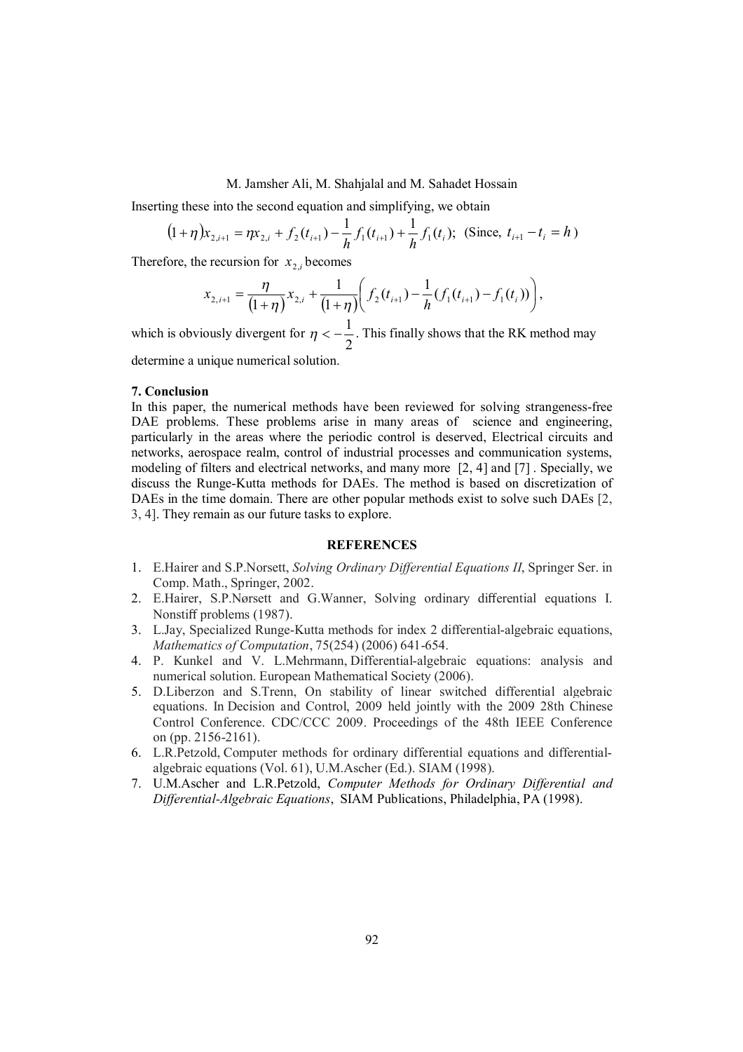Inserting these into the second equation and simplifying, we obtain

$$(1+\eta)x_{2,i+1} = \eta x_{2,i} + f_2(t_{i+1}) - \frac{1}{h} f_1(t_{i+1}) + \frac{1}{h} f_1(t_i); \text{ (Since, } t_{i+1} - t_i = h\text{)}$$

Therefore, the recursion for $x_{2,i}$ becomes

$$x_{2,i+1} = \frac{\eta}{(1+\eta)} x_{2,i} + \frac{1}{(1+\eta)}\left( f_2(t_{i+1}) - \frac{1}{h}(f_1(t_{i+1}) - f_1(t_i)) \right),$$

which is obviously divergent for $\eta < -\frac{1}{2}$. This finally shows that the RK method may determine a unique numerical solution.

## 7. Conclusion

In this paper, the numerical methods have been reviewed for solving strangeness-free DAE problems. These problems arise in many areas of science and engineering, particularly in the areas where the periodic control is deserved, Electrical circuits and networks, aerospace realm, control of industrial processes and communication systems, modeling of filters and electrical networks, and many more [2, 4] and [7]. Specially, we discuss the Runge-Kutta methods for DAEs. The method is based on discretization of DAEs in the time domain. There are other popular methods exist to solve such DAEs [2, 3, 4]. They remain as our future tasks to explore.

## REFERENCES

1. E.Hairer and S.P.Norsett, *Solving Ordinary Differential Equations II*, Springer Ser. in Comp. Math., Springer, 2002.
2. E.Hairer, S.P.Nørsett and G.Wanner, Solving ordinary differential equations I. Nonstiff problems (1987).
3. L.Jay, Specialized Runge-Kutta methods for index 2 differential-algebraic equations, *Mathematics of Computation*, 75(254) (2006) 641-654.
4. P. Kunkel and V. L.Mehrmann, Differential-algebraic equations: analysis and numerical solution. European Mathematical Society (2006).
5. D.Liberzon and S.Trenn, On stability of linear switched differential algebraic equations. In Decision and Control, 2009 held jointly with the 2009 28th Chinese Control Conference. CDC/CCC 2009. Proceedings of the 48th IEEE Conference on (pp. 2156-2161).
6. L.R.Petzold, Computer methods for ordinary differential equations and differential-algebraic equations (Vol. 61), U.M.Ascher (Ed.). SIAM (1998).
7. U.M.Ascher and L.R.Petzold, *Computer Methods for Ordinary Differential and Differential-Algebraic Equations*, SIAM Publications, Philadelphia, PA (1998).